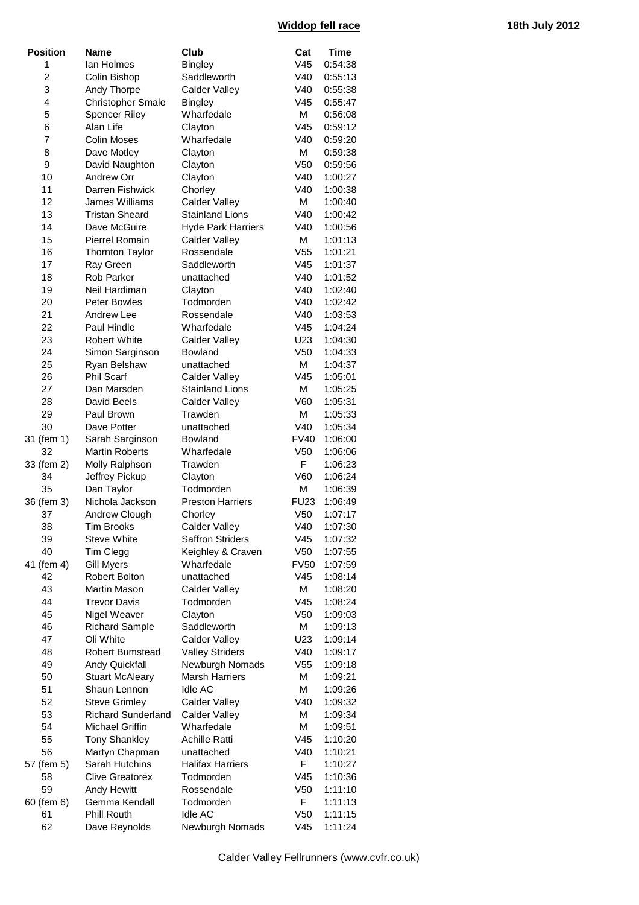## Widdop fell race

**18th July 2012**

| Position | Name | Club | Cat | Time |
|---|---|---|---|---|
| 1 | Ian Holmes | Bingley | V45 | 0:54:38 |
| 2 | Colin Bishop | Saddleworth | V40 | 0:55:13 |
| 3 | Andy Thorpe | Calder Valley | V40 | 0:55:38 |
| 4 | Christopher Smale | Bingley | V45 | 0:55:47 |
| 5 | Spencer Riley | Wharfedale | M | 0:56:08 |
| 6 | Alan Life | Clayton | V45 | 0:59:12 |
| 7 | Colin Moses | Wharfedale | V40 | 0:59:20 |
| 8 | Dave Motley | Clayton | M | 0:59:38 |
| 9 | David Naughton | Clayton | V50 | 0:59:56 |
| 10 | Andrew Orr | Clayton | V40 | 1:00:27 |
| 11 | Darren Fishwick | Chorley | V40 | 1:00:38 |
| 12 | James Williams | Calder Valley | M | 1:00:40 |
| 13 | Tristan Sheard | Stainland Lions | V40 | 1:00:42 |
| 14 | Dave McGuire | Hyde Park Harriers | V40 | 1:00:56 |
| 15 | Pierrel Romain | Calder Valley | M | 1:01:13 |
| 16 | Thornton Taylor | Rossendale | V55 | 1:01:21 |
| 17 | Ray Green | Saddleworth | V45 | 1:01:37 |
| 18 | Rob Parker | unattached | V40 | 1:01:52 |
| 19 | Neil Hardiman | Clayton | V40 | 1:02:40 |
| 20 | Peter Bowles | Todmorden | V40 | 1:02:42 |
| 21 | Andrew Lee | Rossendale | V40 | 1:03:53 |
| 22 | Paul Hindle | Wharfedale | V45 | 1:04:24 |
| 23 | Robert White | Calder Valley | U23 | 1:04:30 |
| 24 | Simon Sarginson | Bowland | V50 | 1:04:33 |
| 25 | Ryan Belshaw | unattached | M | 1:04:37 |
| 26 | Phil Scarf | Calder Valley | V45 | 1:05:01 |
| 27 | Dan Marsden | Stainland Lions | M | 1:05:25 |
| 28 | David Beels | Calder Valley | V60 | 1:05:31 |
| 29 | Paul Brown | Trawden | M | 1:05:33 |
| 30 | Dave Potter | unattached | V40 | 1:05:34 |
| 31 (fem 1) | Sarah Sarginson | Bowland | FV40 | 1:06:00 |
| 32 | Martin Roberts | Wharfedale | V50 | 1:06:06 |
| 33 (fem 2) | Molly Ralphson | Trawden | F | 1:06:23 |
| 34 | Jeffrey Pickup | Clayton | V60 | 1:06:24 |
| 35 | Dan Taylor | Todmorden | M | 1:06:39 |
| 36 (fem 3) | Nichola Jackson | Preston Harriers | FU23 | 1:06:49 |
| 37 | Andrew Clough | Chorley | V50 | 1:07:17 |
| 38 | Tim Brooks | Calder Valley | V40 | 1:07:30 |
| 39 | Steve White | Saffron Striders | V45 | 1:07:32 |
| 40 | Tim Clegg | Keighley & Craven | V50 | 1:07:55 |
| 41 (fem 4) | Gill Myers | Wharfedale | FV50 | 1:07:59 |
| 42 | Robert Bolton | unattached | V45 | 1:08:14 |
| 43 | Martin Mason | Calder Valley | M | 1:08:20 |
| 44 | Trevor Davis | Todmorden | V45 | 1:08:24 |
| 45 | Nigel Weaver | Clayton | V50 | 1:09:03 |
| 46 | Richard Sample | Saddleworth | M | 1:09:13 |
| 47 | Oli White | Calder Valley | U23 | 1:09:14 |
| 48 | Robert Bumstead | Valley Striders | V40 | 1:09:17 |
| 49 | Andy Quickfall | Newburgh Nomads | V55 | 1:09:18 |
| 50 | Stuart McAleary | Marsh Harriers | M | 1:09:21 |
| 51 | Shaun Lennon | Idle AC | M | 1:09:26 |
| 52 | Steve Grimley | Calder Valley | V40 | 1:09:32 |
| 53 | Richard Sunderland | Calder Valley | M | 1:09:34 |
| 54 | Michael Griffin | Wharfedale | M | 1:09:51 |
| 55 | Tony Shankley | Achille Ratti | V45 | 1:10:20 |
| 56 | Martyn Chapman | unattached | V40 | 1:10:21 |
| 57 (fem 5) | Sarah Hutchins | Halifax Harriers | F | 1:10:27 |
| 58 | Clive Greatorex | Todmorden | V45 | 1:10:36 |
| 59 | Andy Hewitt | Rossendale | V50 | 1:11:10 |
| 60 (fem 6) | Gemma Kendall | Todmorden | F | 1:11:13 |
| 61 | Phill Routh | Idle AC | V50 | 1:11:15 |
| 62 | Dave Reynolds | Newburgh Nomads | V45 | 1:11:24 |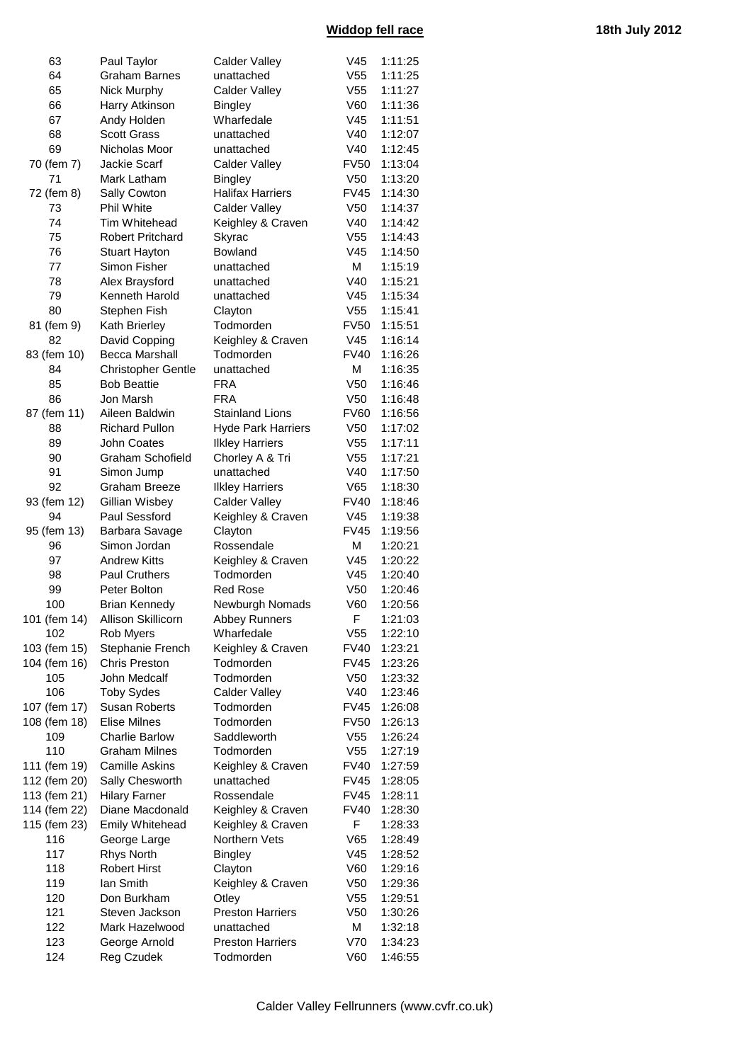| | | | | |
|---|---|---|---|---|
| 63 | Paul Taylor | Calder Valley | V45 | 1:11:25 |
| 64 | Graham Barnes | unattached | V55 | 1:11:25 |
| 65 | Nick Murphy | Calder Valley | V55 | 1:11:27 |
| 66 | Harry Atkinson | Bingley | V60 | 1:11:36 |
| 67 | Andy Holden | Wharfedale | V45 | 1:11:51 |
| 68 | Scott Grass | unattached | V40 | 1:12:07 |
| 69 | Nicholas Moor | unattached | V40 | 1:12:45 |
| 70 (fem 7) | Jackie Scarf | Calder Valley | FV50 | 1:13:04 |
| 71 | Mark Latham | Bingley | V50 | 1:13:20 |
| 72 (fem 8) | Sally Cowton | Halifax Harriers | FV45 | 1:14:30 |
| 73 | Phil White | Calder Valley | V50 | 1:14:37 |
| 74 | Tim Whitehead | Keighley & Craven | V40 | 1:14:42 |
| 75 | Robert Pritchard | Skyrac | V55 | 1:14:43 |
| 76 | Stuart Hayton | Bowland | V45 | 1:14:50 |
| 77 | Simon Fisher | unattached | M | 1:15:19 |
| 78 | Alex Braysford | unattached | V40 | 1:15:21 |
| 79 | Kenneth Harold | unattached | V45 | 1:15:34 |
| 80 | Stephen Fish | Clayton | V55 | 1:15:41 |
| 81 (fem 9) | Kath Brierley | Todmorden | FV50 | 1:15:51 |
| 82 | David Copping | Keighley & Craven | V45 | 1:16:14 |
| 83 (fem 10) | Becca Marshall | Todmorden | FV40 | 1:16:26 |
| 84 | Christopher Gentle | unattached | M | 1:16:35 |
| 85 | Bob Beattie | FRA | V50 | 1:16:46 |
| 86 | Jon Marsh | FRA | V50 | 1:16:48 |
| 87 (fem 11) | Aileen Baldwin | Stainland Lions | FV60 | 1:16:56 |
| 88 | Richard Pullon | Hyde Park Harriers | V50 | 1:17:02 |
| 89 | John Coates | Ilkley Harriers | V55 | 1:17:11 |
| 90 | Graham Schofield | Chorley A & Tri | V55 | 1:17:21 |
| 91 | Simon Jump | unattached | V40 | 1:17:50 |
| 92 | Graham Breeze | Ilkley Harriers | V65 | 1:18:30 |
| 93 (fem 12) | Gillian Wisbey | Calder Valley | FV40 | 1:18:46 |
| 94 | Paul Sessford | Keighley & Craven | V45 | 1:19:38 |
| 95 (fem 13) | Barbara Savage | Clayton | FV45 | 1:19:56 |
| 96 | Simon Jordan | Rossendale | M | 1:20:21 |
| 97 | Andrew Kitts | Keighley & Craven | V45 | 1:20:22 |
| 98 | Paul Cruthers | Todmorden | V45 | 1:20:40 |
| 99 | Peter Bolton | Red Rose | V50 | 1:20:46 |
| 100 | Brian Kennedy | Newburgh Nomads | V60 | 1:20:56 |
| 101 (fem 14) | Allison Skillicorn | Abbey Runners | F | 1:21:03 |
| 102 | Rob Myers | Wharfedale | V55 | 1:22:10 |
| 103 (fem 15) | Stephanie French | Keighley & Craven | FV40 | 1:23:21 |
| 104 (fem 16) | Chris Preston | Todmorden | FV45 | 1:23:26 |
| 105 | John Medcalf | Todmorden | V50 | 1:23:32 |
| 106 | Toby Sydes | Calder Valley | V40 | 1:23:46 |
| 107 (fem 17) | Susan Roberts | Todmorden | FV45 | 1:26:08 |
| 108 (fem 18) | Elise Milnes | Todmorden | FV50 | 1:26:13 |
| 109 | Charlie Barlow | Saddleworth | V55 | 1:26:24 |
| 110 | Graham Milnes | Todmorden | V55 | 1:27:19 |
| 111 (fem 19) | Camille Askins | Keighley & Craven | FV40 | 1:27:59 |
| 112 (fem 20) | Sally Chesworth | unattached | FV45 | 1:28:05 |
| 113 (fem 21) | Hilary Farner | Rossendale | FV45 | 1:28:11 |
| 114 (fem 22) | Diane Macdonald | Keighley & Craven | FV40 | 1:28:30 |
| 115 (fem 23) | Emily Whitehead | Keighley & Craven | F | 1:28:33 |
| 116 | George Large | Northern Vets | V65 | 1:28:49 |
| 117 | Rhys North | Bingley | V45 | 1:28:52 |
| 118 | Robert Hirst | Clayton | V60 | 1:29:16 |
| 119 | Ian Smith | Keighley & Craven | V50 | 1:29:36 |
| 120 | Don Burkham | Otley | V55 | 1:29:51 |
| 121 | Steven Jackson | Preston Harriers | V50 | 1:30:26 |
| 122 | Mark Hazelwood | unattached | M | 1:32:18 |
| 123 | George Arnold | Preston Harriers | V70 | 1:34:23 |
| 124 | Reg Czudek | Todmorden | V60 | 1:46:55 |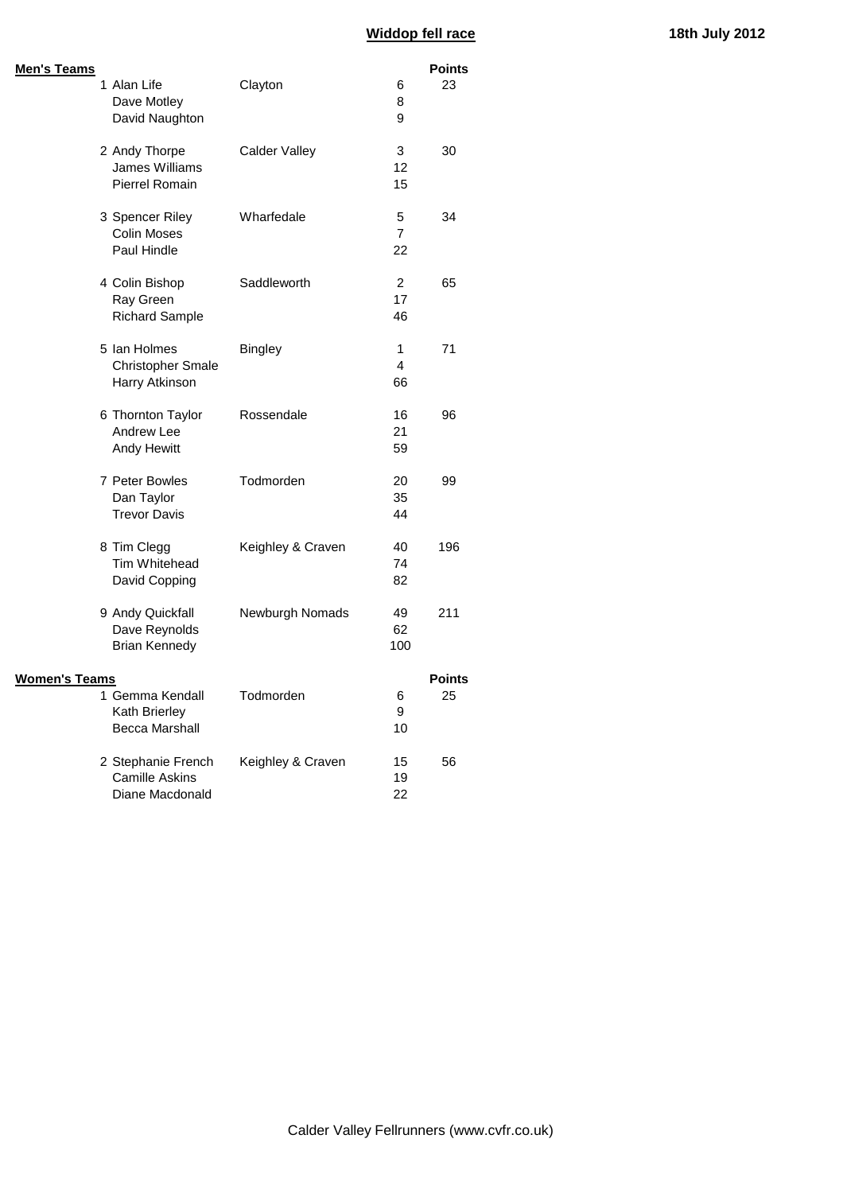## Widdop fell race

**18th July 2012**

**Men's Teams**

| | | | | Points |
|---|---|---|---|---|
| 1 | Alan Life | Clayton | 6 | 23 |
| | Dave Motley | | 8 | |
| | David Naughton | | 9 | |
| 2 | Andy Thorpe | Calder Valley | 3 | 30 |
| | James Williams | | 12 | |
| | Pierrel Romain | | 15 | |
| 3 | Spencer Riley | Wharfedale | 5 | 34 |
| | Colin Moses | | 7 | |
| | Paul Hindle | | 22 | |
| 4 | Colin Bishop | Saddleworth | 2 | 65 |
| | Ray Green | | 17 | |
| | Richard Sample | | 46 | |
| 5 | Ian Holmes | Bingley | 1 | 71 |
| | Christopher Smale | | 4 | |
| | Harry Atkinson | | 66 | |
| 6 | Thornton Taylor | Rossendale | 16 | 96 |
| | Andrew Lee | | 21 | |
| | Andy Hewitt | | 59 | |
| 7 | Peter Bowles | Todmorden | 20 | 99 |
| | Dan Taylor | | 35 | |
| | Trevor Davis | | 44 | |
| 8 | Tim Clegg | Keighley & Craven | 40 | 196 |
| | Tim Whitehead | | 74 | |
| | David Copping | | 82 | |
| 9 | Andy Quickfall | Newburgh Nomads | 49 | 211 |
| | Dave Reynolds | | 62 | |
| | Brian Kennedy | | 100 | |

**Women's Teams**

| | | | | Points |
|---|---|---|---|---|
| 1 | Gemma Kendall | Todmorden | 6 | 25 |
| | Kath Brierley | | 9 | |
| | Becca Marshall | | 10 | |
| 2 | Stephanie French | Keighley & Craven | 15 | 56 |
| | Camille Askins | | 19 | |
| | Diane Macdonald | | 22 | |